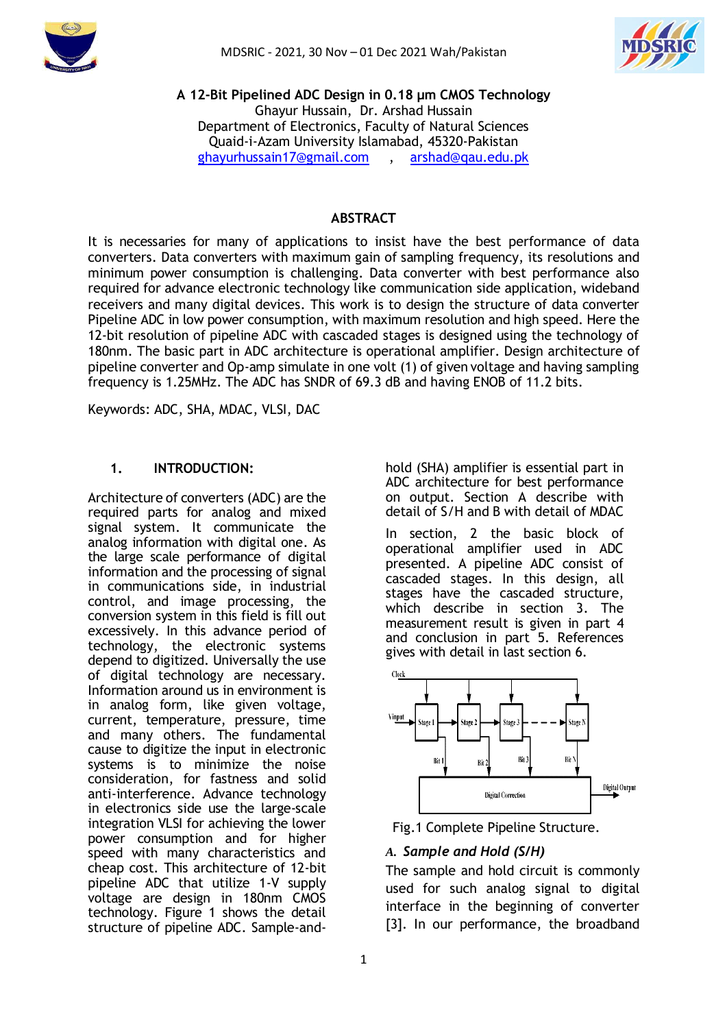# A 12-Bit Pipelined ADC Design in 0.18 µm CMOS Technology

Ghayur Hussain, Dr. Arshad Hussain
Department of Electronics, Faculty of Natural Sciences
Quaid-i-Azam University Islamabad, 45320-Pakistan
ghayurhussain17@gmail.com , arshad@qau.edu.pk

## ABSTRACT

It is necessaries for many of applications to insist have the best performance of data converters. Data converters with maximum gain of sampling frequency, its resolutions and minimum power consumption is challenging. Data converter with best performance also required for advance electronic technology like communication side application, wideband receivers and many digital devices. This work is to design the structure of data converter Pipeline ADC in low power consumption, with maximum resolution and high speed. Here the 12-bit resolution of pipeline ADC with cascaded stages is designed using the technology of 180nm. The basic part in ADC architecture is operational amplifier. Design architecture of pipeline converter and Op-amp simulate in one volt (1) of given voltage and having sampling frequency is 1.25MHz. The ADC has SNDR of 69.3 dB and having ENOB of 11.2 bits.

Keywords: ADC, SHA, MDAC, VLSI, DAC

## 1. INTRODUCTION:

Architecture of converters (ADC) are the required parts for analog and mixed signal system. It communicate the analog information with digital one. As the large scale performance of digital information and the processing of signal in communications side, in industrial control, and image processing, the conversion system in this field is fill out excessively. In this advance period of technology, the electronic systems depend to digitized. Universally the use of digital technology are necessary. Information around us in environment is in analog form, like given voltage, current, temperature, pressure, time and many others. The fundamental cause to digitize the input in electronic systems is to minimize the noise consideration, for fastness and solid anti-interference. Advance technology in electronics side use the large-scale integration VLSI for achieving the lower power consumption and for higher speed with many characteristics and cheap cost. This architecture of 12-bit pipeline ADC that utilize 1-V supply voltage are design in 180nm CMOS technology. Figure 1 shows the detail structure of pipeline ADC. Sample-and-hold (SHA) amplifier is essential part in ADC architecture for best performance on output. Section A describe with detail of S/H and B with detail of MDAC

In section, 2 the basic block of operational amplifier used in ADC presented. A pipeline ADC consist of cascaded stages. In this design, all stages have the cascaded structure, which describe in section 3. The measurement result is given in part 4 and conclusion in part 5. References gives with detail in last section 6.

Fig.1 Complete Pipeline Structure.

### *A. Sample and Hold (S/H)*

The sample and hold circuit is commonly used for such analog signal to digital interface in the beginning of converter [3]. In our performance, the broadband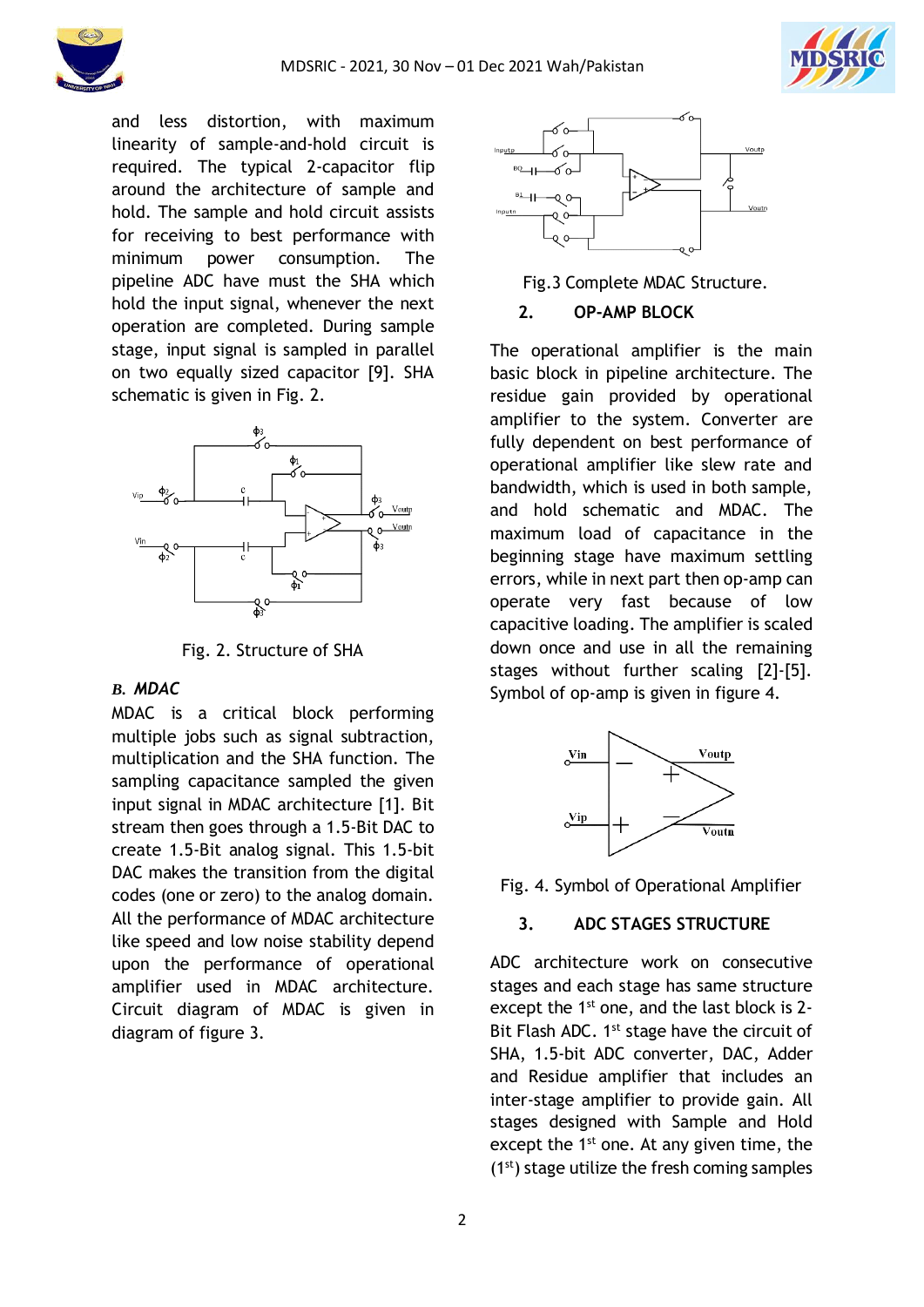and less distortion, with maximum linearity of sample-and-hold circuit is required. The typical 2-capacitor flip around the architecture of sample and hold. The sample and hold circuit assists for receiving to best performance with minimum power consumption. The pipeline ADC have must the SHA which hold the input signal, whenever the next operation are completed. During sample stage, input signal is sampled in parallel on two equally sized capacitor [9]. SHA schematic is given in Fig. 2.

Fig. 2. Structure of SHA

### *B. MDAC*

MDAC is a critical block performing multiple jobs such as signal subtraction, multiplication and the SHA function. The sampling capacitance sampled the given input signal in MDAC architecture [1]. Bit stream then goes through a 1.5-Bit DAC to create 1.5-Bit analog signal. This 1.5-bit DAC makes the transition from the digital codes (one or zero) to the analog domain. All the performance of MDAC architecture like speed and low noise stability depend upon the performance of operational amplifier used in MDAC architecture. Circuit diagram of MDAC is given in diagram of figure 3.

Fig.3 Complete MDAC Structure.

## 2. OP-AMP BLOCK

The operational amplifier is the main basic block in pipeline architecture. The residue gain provided by operational amplifier to the system. Converter are fully dependent on best performance of operational amplifier like slew rate and bandwidth, which is used in both sample, and hold schematic and MDAC. The maximum load of capacitance in the beginning stage have maximum settling errors, while in next part then op-amp can operate very fast because of low capacitive loading. The amplifier is scaled down once and use in all the remaining stages without further scaling [2]-[5]. Symbol of op-amp is given in figure 4.

Fig. 4. Symbol of Operational Amplifier

## 3. ADC STAGES STRUCTURE

ADC architecture work on consecutive stages and each stage has same structure except the 1st one, and the last block is 2-Bit Flash ADC. 1st stage have the circuit of SHA, 1.5-bit ADC converter, DAC, Adder and Residue amplifier that includes an inter-stage amplifier to provide gain. All stages designed with Sample and Hold except the 1st one. At any given time, the (1st) stage utilize the fresh coming samples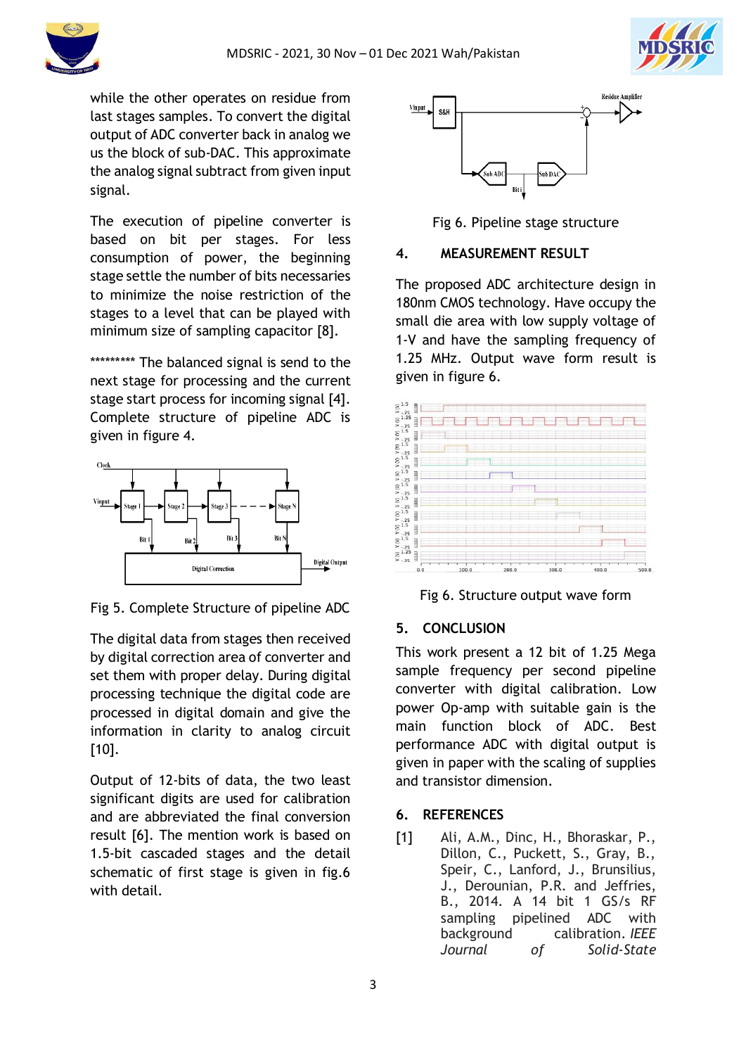while the other operates on residue from last stages samples. To convert the digital output of ADC converter back in analog we us the block of sub-DAC. This approximate the analog signal subtract from given input signal.

The execution of pipeline converter is based on bit per stages. For less consumption of power, the beginning stage settle the number of bits necessaries to minimize the noise restriction of the stages to a level that can be played with minimum size of sampling capacitor [8].

********* The balanced signal is send to the next stage for processing and the current stage start process for incoming signal [4]. Complete structure of pipeline ADC is given in figure 4.

Fig 5. Complete Structure of pipeline ADC

The digital data from stages then received by digital correction area of converter and set them with proper delay. During digital processing technique the digital code are processed in digital domain and give the information in clarity to analog circuit [10].

Output of 12-bits of data, the two least significant digits are used for calibration and are abbreviated the final conversion result [6]. The mention work is based on 1.5-bit cascaded stages and the detail schematic of first stage is given in fig.6 with detail.

Fig 6. Pipeline stage structure

## 4. MEASUREMENT RESULT

The proposed ADC architecture design in 180nm CMOS technology. Have occupy the small die area with low supply voltage of 1-V and the sampling frequency of 1.25 MHz. Output wave form result is given in figure 6.

Fig 6. Structure output wave form

## 5. CONCLUSION

This work present a 12 bit of 1.25 Mega sample frequency per second pipeline converter with digital calibration. Low power Op-amp with suitable gain is the main function block of ADC. Best performance ADC with digital output is given in paper with the scaling of supplies and transistor dimension.

## 6. REFERENCES

[1] Ali, A.M., Dinc, H., Bhoraskar, P., Dillon, C., Puckett, S., Gray, B., Speir, C., Lanford, J., Brunsilius, J., Derounian, P.R. and Jeffries, B., 2014. A 14 bit 1 GS/s RF sampling pipelined ADC with background calibration. *IEEE Journal of Solid-State*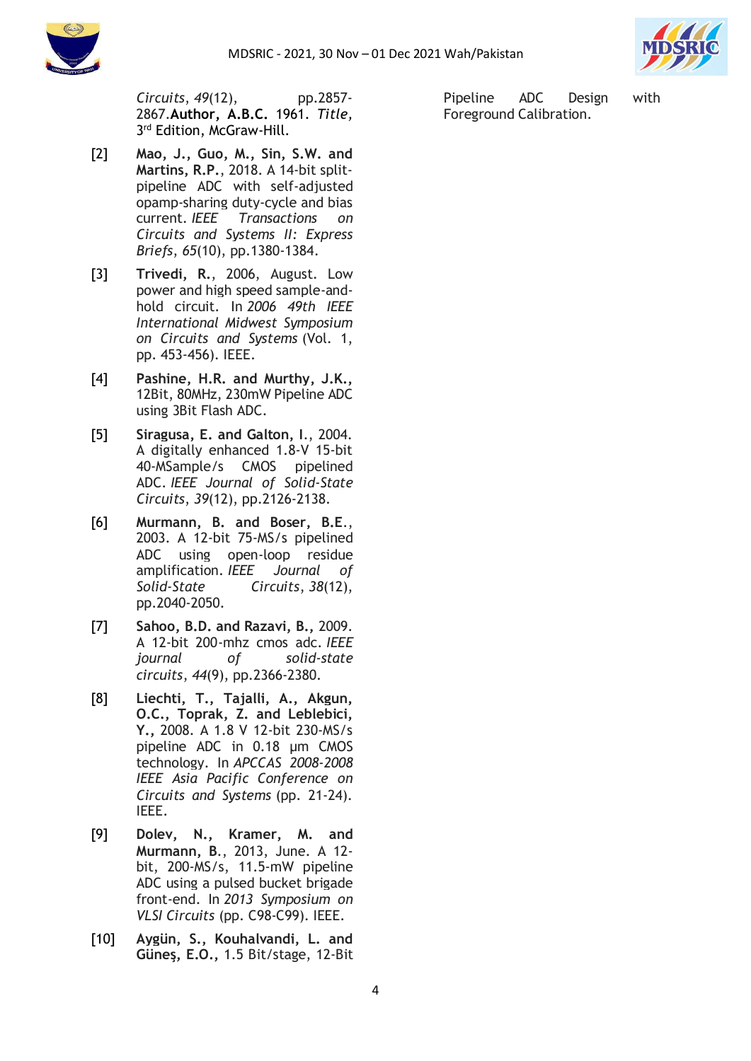*Circuits*, *49*(12), pp.2857-2867.**Author, A.B.C.** 1961. *Title*, 3rd Edition, McGraw-Hill.

[2] **Mao, J., Guo, M., Sin, S.W. and Martins, R.P.**, 2018. A 14-bit split-pipeline ADC with self-adjusted opamp-sharing duty-cycle and bias current. *IEEE Transactions on Circuits and Systems II: Express Briefs*, *65*(10), pp.1380-1384.

[3] **Trivedi, R.**, 2006, August. Low power and high speed sample-and-hold circuit. In *2006 49th IEEE International Midwest Symposium on Circuits and Systems* (Vol. 1, pp. 453-456). IEEE.

[4] **Pashine, H.R. and Murthy, J.K.,** 12Bit, 80MHz, 230mW Pipeline ADC using 3Bit Flash ADC.

[5] **Siragusa, E. and Galton, I.**, 2004. A digitally enhanced 1.8-V 15-bit 40-MSample/s CMOS pipelined ADC. *IEEE Journal of Solid-State Circuits*, *39*(12), pp.2126-2138.

[6] **Murmann, B. and Boser, B.E.**, 2003. A 12-bit 75-MS/s pipelined ADC using open-loop residue amplification. *IEEE Journal of Solid-State Circuits*, *38*(12), pp.2040-2050.

[7] **Sahoo, B.D. and Razavi, B.,** 2009. A 12-bit 200-mhz cmos adc. *IEEE journal of solid-state circuits*, *44*(9), pp.2366-2380.

[8] **Liechti, T., Tajalli, A., Akgun, O.C., Toprak, Z. and Leblebici, Y.,** 2008. A 1.8 V 12-bit 230-MS/s pipeline ADC in 0.18 μm CMOS technology. In *APCCAS 2008-2008 IEEE Asia Pacific Conference on Circuits and Systems* (pp. 21-24). IEEE.

[9] **Dolev, N., Kramer, M. and Murmann, B.**, 2013, June. A 12-bit, 200-MS/s, 11.5-mW pipeline ADC using a pulsed bucket brigade front-end. In *2013 Symposium on VLSI Circuits* (pp. C98-C99). IEEE.

[10] **Aygün, S., Kouhalvandi, L. and Güneş, E.O.,** 1.5 Bit/stage, 12-Bit Pipeline ADC Design with Foreground Calibration.